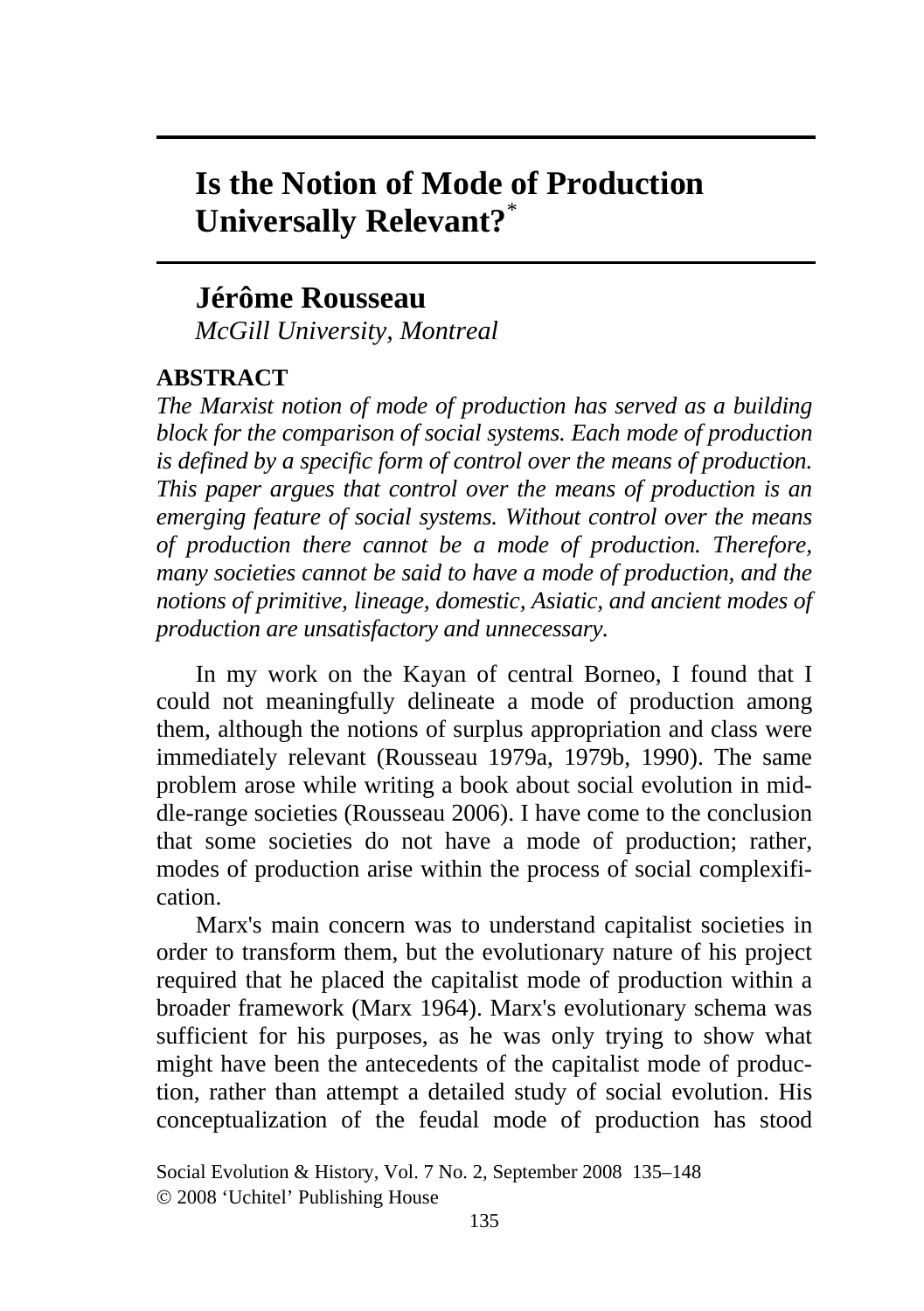# Is the Notion of Mode of Production Universally Relevant?*

## Jérôme Rousseau

*McGill University, Montreal*

**ABSTRACT**

*The Marxist notion of mode of production has served as a building block for the comparison of social systems. Each mode of production is defined by a specific form of control over the means of production. This paper argues that control over the means of production is an emerging feature of social systems. Without control over the means of production there cannot be a mode of production. Therefore, many societies cannot be said to have a mode of production, and the notions of primitive, lineage, domestic, Asiatic, and ancient modes of production are unsatisfactory and unnecessary.*

In my work on the Kayan of central Borneo, I found that I could not meaningfully delineate a mode of production among them, although the notions of surplus appropriation and class were immediately relevant (Rousseau 1979a, 1979b, 1990). The same problem arose while writing a book about social evolution in middle-range societies (Rousseau 2006). I have come to the conclusion that some societies do not have a mode of production; rather, modes of production arise within the process of social complexification.

Marx's main concern was to understand capitalist societies in order to transform them, but the evolutionary nature of his project required that he placed the capitalist mode of production within a broader framework (Marx 1964). Marx's evolutionary schema was sufficient for his purposes, as he was only trying to show what might have been the antecedents of the capitalist mode of production, rather than attempt a detailed study of social evolution. His conceptualization of the feudal mode of production has stood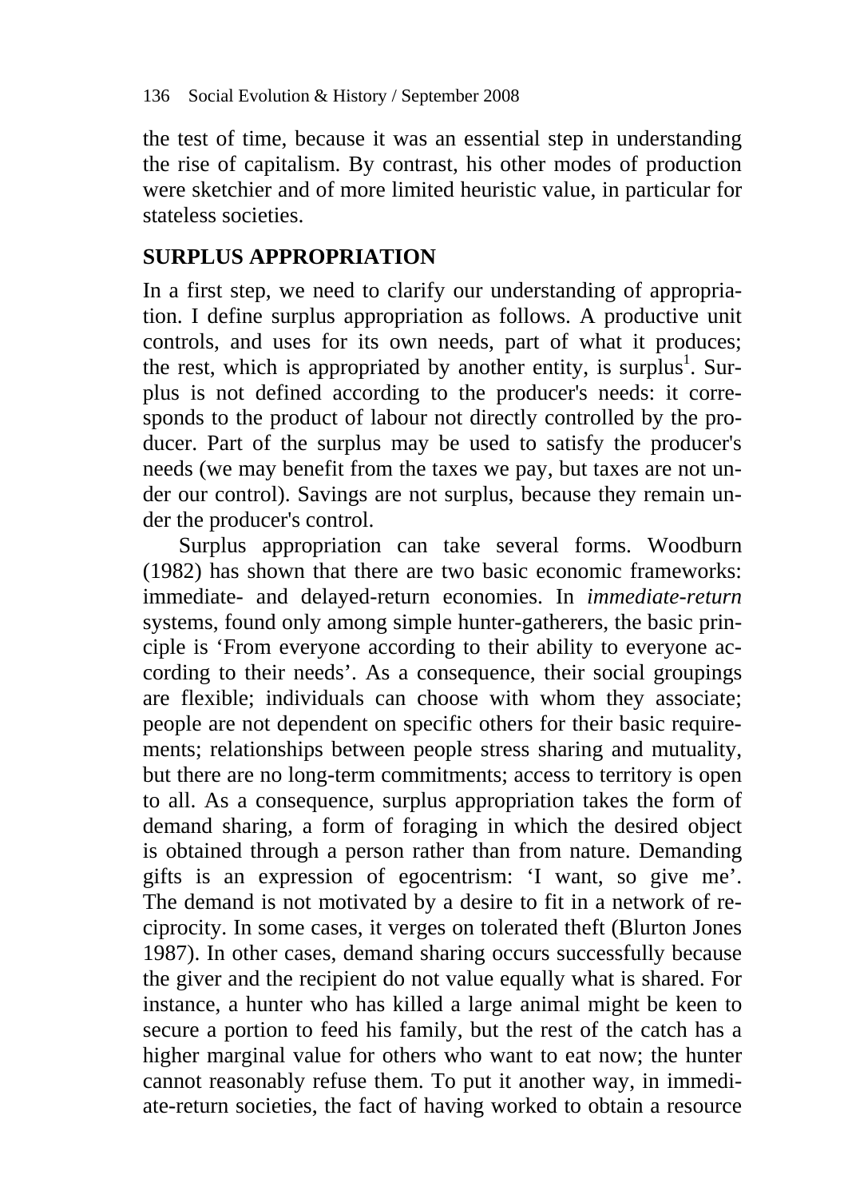the test of time, because it was an essential step in understanding the rise of capitalism. By contrast, his other modes of production were sketchier and of more limited heuristic value, in particular for stateless societies.

## SURPLUS APPROPRIATION

In a first step, we need to clarify our understanding of appropriation. I define surplus appropriation as follows. A productive unit controls, and uses for its own needs, part of what it produces; the rest, which is appropriated by another entity, is surplus[1]. Surplus is not defined according to the producer's needs: it corresponds to the product of labour not directly controlled by the producer. Part of the surplus may be used to satisfy the producer's needs (we may benefit from the taxes we pay, but taxes are not under our control). Savings are not surplus, because they remain under the producer's control.

Surplus appropriation can take several forms. Woodburn (1982) has shown that there are two basic economic frameworks: immediate- and delayed-return economies. In *immediate-return* systems, found only among simple hunter-gatherers, the basic principle is 'From everyone according to their ability to everyone according to their needs'. As a consequence, their social groupings are flexible; individuals can choose with whom they associate; people are not dependent on specific others for their basic requirements; relationships between people stress sharing and mutuality, but there are no long-term commitments; access to territory is open to all. As a consequence, surplus appropriation takes the form of demand sharing, a form of foraging in which the desired object is obtained through a person rather than from nature. Demanding gifts is an expression of egocentrism: 'I want, so give me'. The demand is not motivated by a desire to fit in a network of reciprocity. In some cases, it verges on tolerated theft (Blurton Jones 1987). In other cases, demand sharing occurs successfully because the giver and the recipient do not value equally what is shared. For instance, a hunter who has killed a large animal might be keen to secure a portion to feed his family, but the rest of the catch has a higher marginal value for others who want to eat now; the hunter cannot reasonably refuse them. To put it another way, in immediate-return societies, the fact of having worked to obtain a resource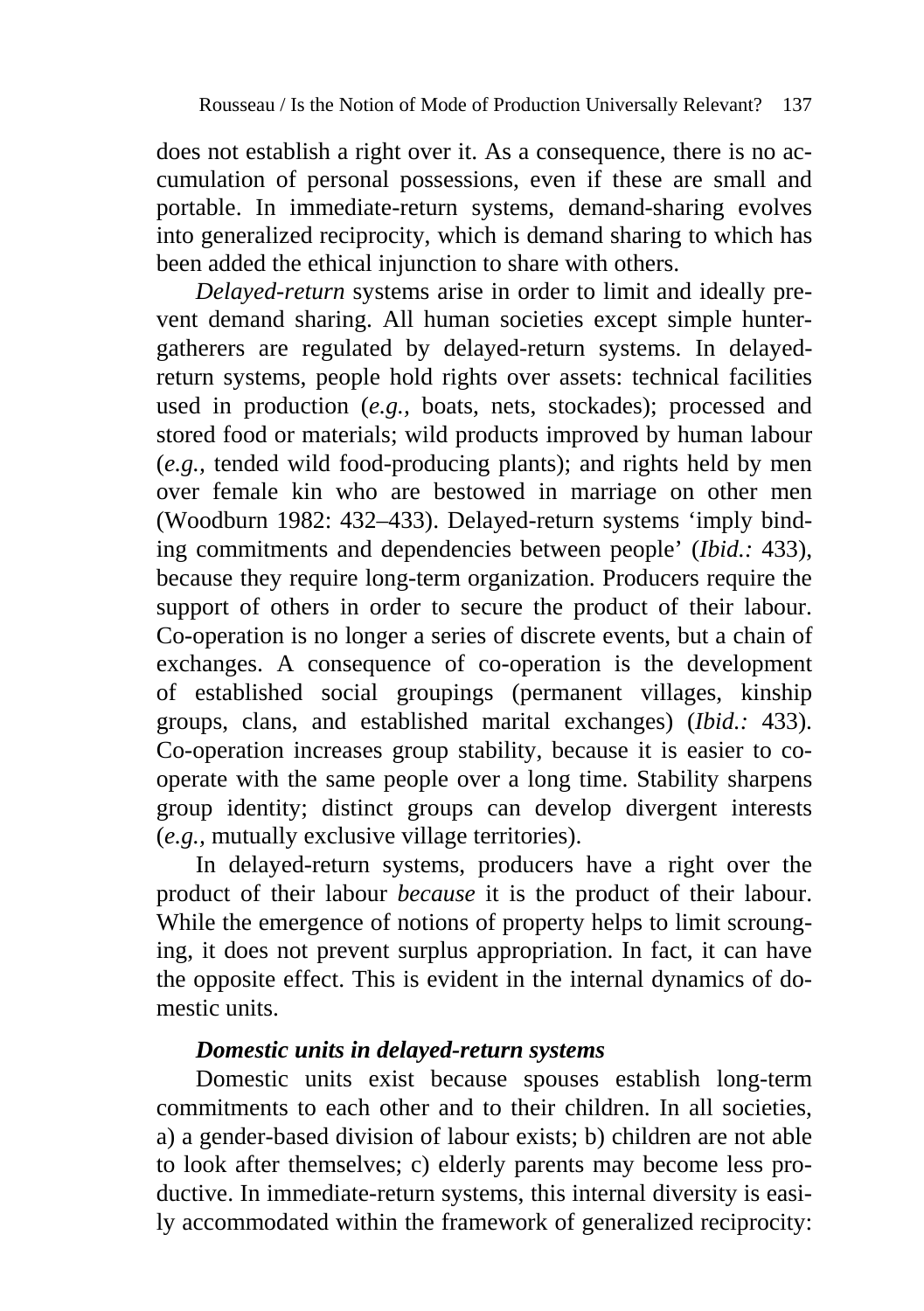does not establish a right over it. As a consequence, there is no accumulation of personal possessions, even if these are small and portable. In immediate-return systems, demand-sharing evolves into generalized reciprocity, which is demand sharing to which has been added the ethical injunction to share with others.

*Delayed-return* systems arise in order to limit and ideally prevent demand sharing. All human societies except simple hunter-gatherers are regulated by delayed-return systems. In delayed-return systems, people hold rights over assets: technical facilities used in production (*e.g.,* boats, nets, stockades); processed and stored food or materials; wild products improved by human labour (*e.g.,* tended wild food-producing plants); and rights held by men over female kin who are bestowed in marriage on other men (Woodburn 1982: 432–433). Delayed-return systems 'imply binding commitments and dependencies between people' (*Ibid.:* 433), because they require long-term organization. Producers require the support of others in order to secure the product of their labour. Co-operation is no longer a series of discrete events, but a chain of exchanges. A consequence of co-operation is the development of established social groupings (permanent villages, kinship groups, clans, and established marital exchanges) (*Ibid.:* 433). Co-operation increases group stability, because it is easier to co-operate with the same people over a long time. Stability sharpens group identity; distinct groups can develop divergent interests (*e.g.,* mutually exclusive village territories).

In delayed-return systems, producers have a right over the product of their labour *because* it is the product of their labour. While the emergence of notions of property helps to limit scrounging, it does not prevent surplus appropriation. In fact, it can have the opposite effect. This is evident in the internal dynamics of domestic units.

### *Domestic units in delayed-return systems*

Domestic units exist because spouses establish long-term commitments to each other and to their children. In all societies, a) a gender-based division of labour exists; b) children are not able to look after themselves; c) elderly parents may become less productive. In immediate-return systems, this internal diversity is easily accommodated within the framework of generalized reciprocity: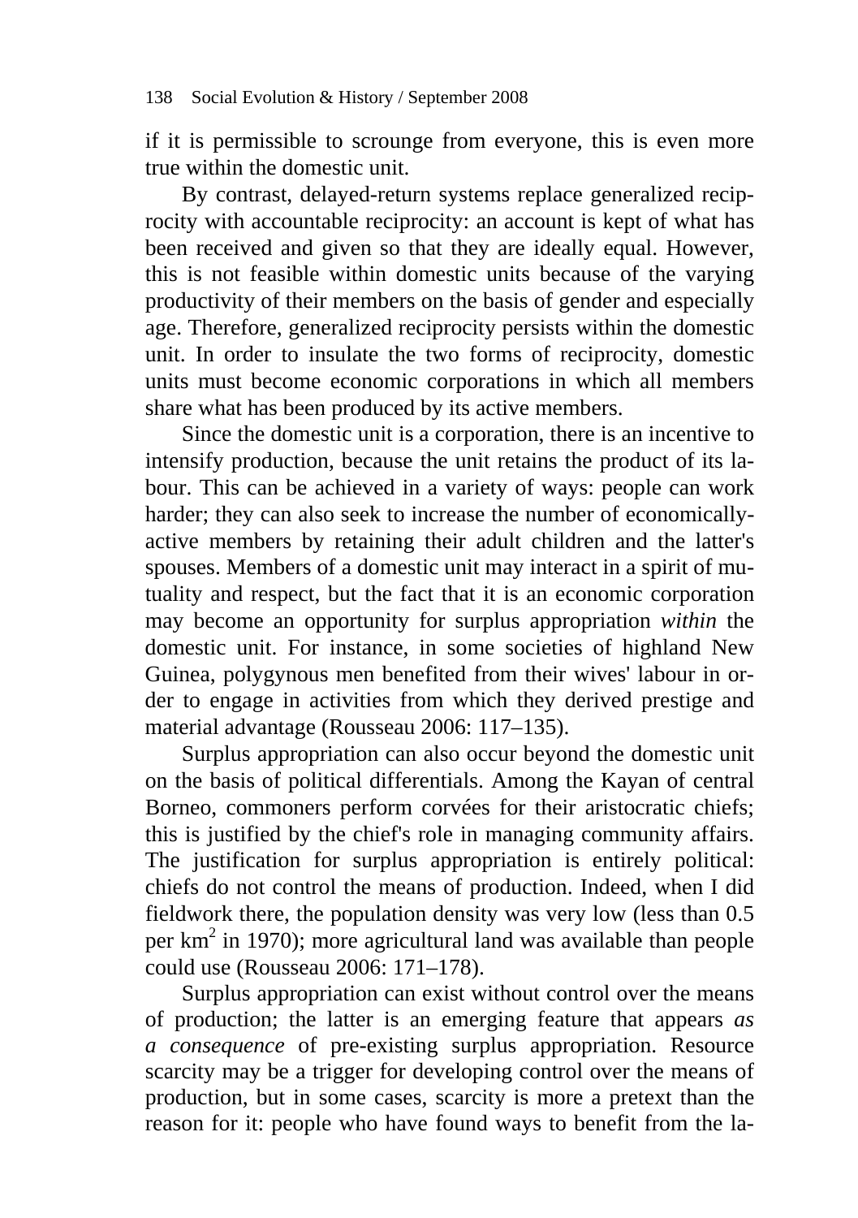if it is permissible to scrounge from everyone, this is even more true within the domestic unit.

By contrast, delayed-return systems replace generalized reciprocity with accountable reciprocity: an account is kept of what has been received and given so that they are ideally equal. However, this is not feasible within domestic units because of the varying productivity of their members on the basis of gender and especially age. Therefore, generalized reciprocity persists within the domestic unit. In order to insulate the two forms of reciprocity, domestic units must become economic corporations in which all members share what has been produced by its active members.

Since the domestic unit is a corporation, there is an incentive to intensify production, because the unit retains the product of its labour. This can be achieved in a variety of ways: people can work harder; they can also seek to increase the number of economically-active members by retaining their adult children and the latter's spouses. Members of a domestic unit may interact in a spirit of mutuality and respect, but the fact that it is an economic corporation may become an opportunity for surplus appropriation *within* the domestic unit. For instance, in some societies of highland New Guinea, polygynous men benefited from their wives' labour in order to engage in activities from which they derived prestige and material advantage (Rousseau 2006: 117–135).

Surplus appropriation can also occur beyond the domestic unit on the basis of political differentials. Among the Kayan of central Borneo, commoners perform corvées for their aristocratic chiefs; this is justified by the chief's role in managing community affairs. The justification for surplus appropriation is entirely political: chiefs do not control the means of production. Indeed, when I did fieldwork there, the population density was very low (less than 0.5 per $km^2$ in 1970); more agricultural land was available than people could use (Rousseau 2006: 171–178).

Surplus appropriation can exist without control over the means of production; the latter is an emerging feature that appears *as a consequence* of pre-existing surplus appropriation. Resource scarcity may be a trigger for developing control over the means of production, but in some cases, scarcity is more a pretext than the reason for it: people who have found ways to benefit from the la-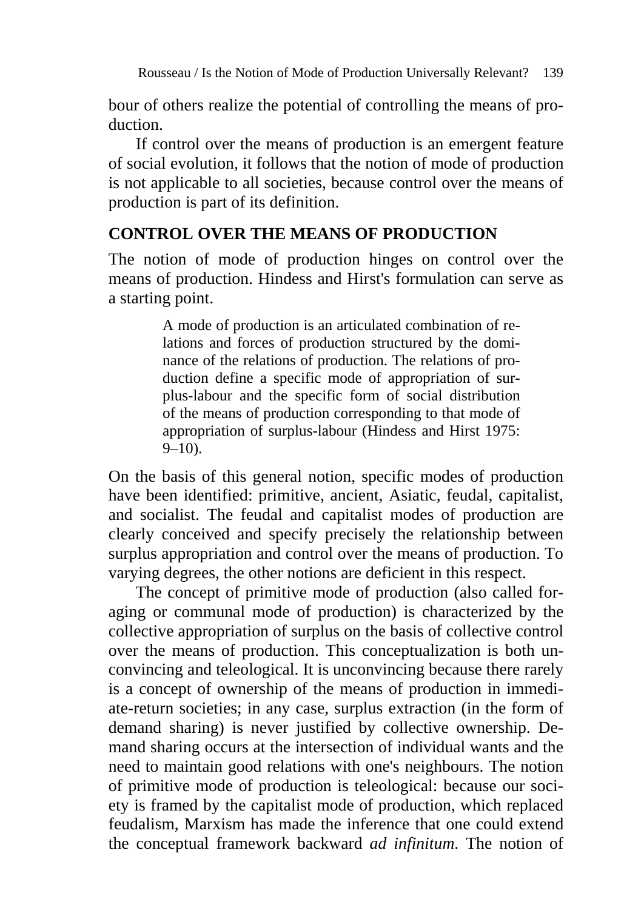bour of others realize the potential of controlling the means of production.

If control over the means of production is an emergent feature of social evolution, it follows that the notion of mode of production is not applicable to all societies, because control over the means of production is part of its definition.

## CONTROL OVER THE MEANS OF PRODUCTION

The notion of mode of production hinges on control over the means of production. Hindess and Hirst's formulation can serve as a starting point.

> A mode of production is an articulated combination of relations and forces of production structured by the dominance of the relations of production. The relations of production define a specific mode of appropriation of surplus-labour and the specific form of social distribution of the means of production corresponding to that mode of appropriation of surplus-labour (Hindess and Hirst 1975: 9–10).

On the basis of this general notion, specific modes of production have been identified: primitive, ancient, Asiatic, feudal, capitalist, and socialist. The feudal and capitalist modes of production are clearly conceived and specify precisely the relationship between surplus appropriation and control over the means of production. To varying degrees, the other notions are deficient in this respect.

The concept of primitive mode of production (also called foraging or communal mode of production) is characterized by the collective appropriation of surplus on the basis of collective control over the means of production. This conceptualization is both unconvincing and teleological. It is unconvincing because there rarely is a concept of ownership of the means of production in immediate-return societies; in any case, surplus extraction (in the form of demand sharing) is never justified by collective ownership. Demand sharing occurs at the intersection of individual wants and the need to maintain good relations with one's neighbours. The notion of primitive mode of production is teleological: because our society is framed by the capitalist mode of production, which replaced feudalism, Marxism has made the inference that one could extend the conceptual framework backward *ad infinitum*. The notion of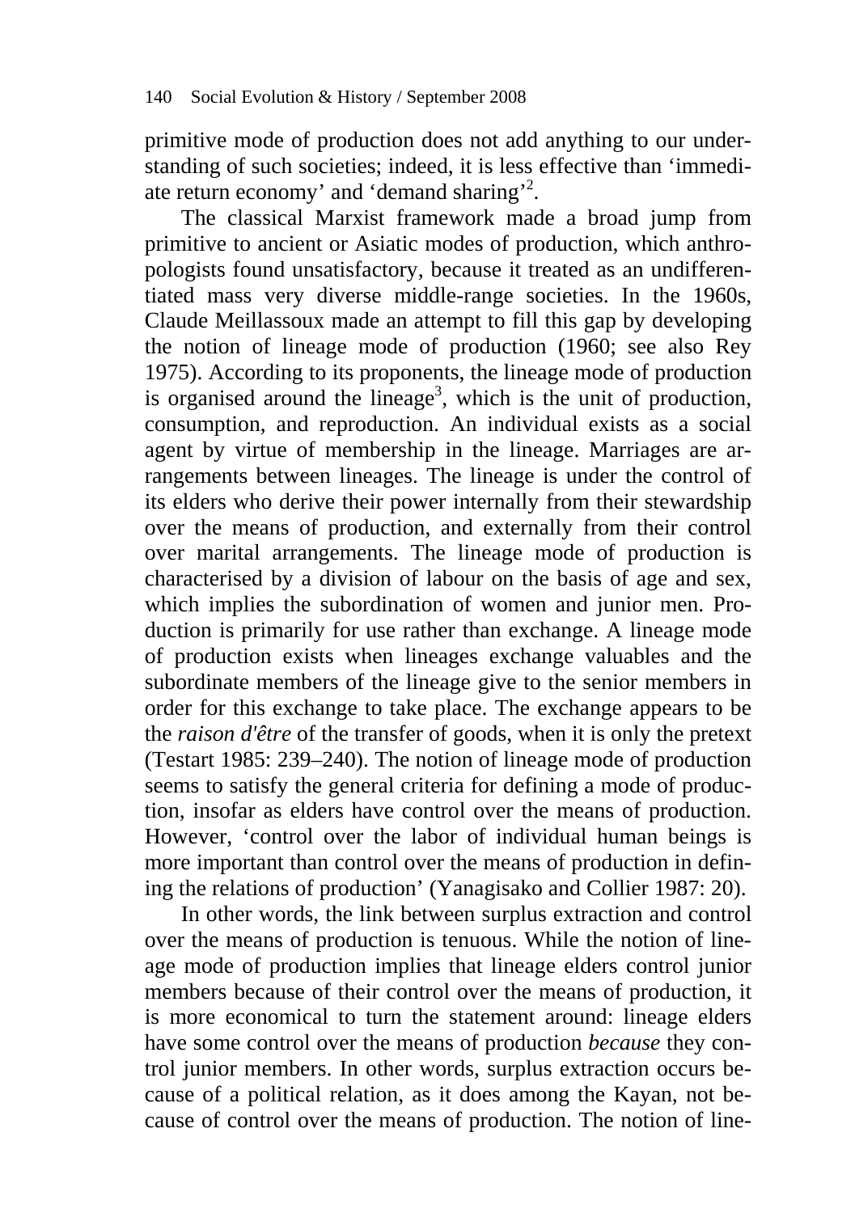primitive mode of production does not add anything to our understanding of such societies; indeed, it is less effective than 'immediate return economy' and 'demand sharing'[2].

The classical Marxist framework made a broad jump from primitive to ancient or Asiatic modes of production, which anthropologists found unsatisfactory, because it treated as an undifferentiated mass very diverse middle-range societies. In the 1960s, Claude Meillassoux made an attempt to fill this gap by developing the notion of lineage mode of production (1960; see also Rey 1975). According to its proponents, the lineage mode of production is organised around the lineage[3], which is the unit of production, consumption, and reproduction. An individual exists as a social agent by virtue of membership in the lineage. Marriages are arrangements between lineages. The lineage is under the control of its elders who derive their power internally from their stewardship over the means of production, and externally from their control over marital arrangements. The lineage mode of production is characterised by a division of labour on the basis of age and sex, which implies the subordination of women and junior men. Production is primarily for use rather than exchange. A lineage mode of production exists when lineages exchange valuables and the subordinate members of the lineage give to the senior members in order for this exchange to take place. The exchange appears to be the *raison d'être* of the transfer of goods, when it is only the pretext (Testart 1985: 239–240). The notion of lineage mode of production seems to satisfy the general criteria for defining a mode of production, insofar as elders have control over the means of production. However, 'control over the labor of individual human beings is more important than control over the means of production in defining the relations of production' (Yanagisako and Collier 1987: 20).

In other words, the link between surplus extraction and control over the means of production is tenuous. While the notion of lineage mode of production implies that lineage elders control junior members because of their control over the means of production, it is more economical to turn the statement around: lineage elders have some control over the means of production *because* they control junior members. In other words, surplus extraction occurs because of a political relation, as it does among the Kayan, not because of control over the means of production. The notion of line-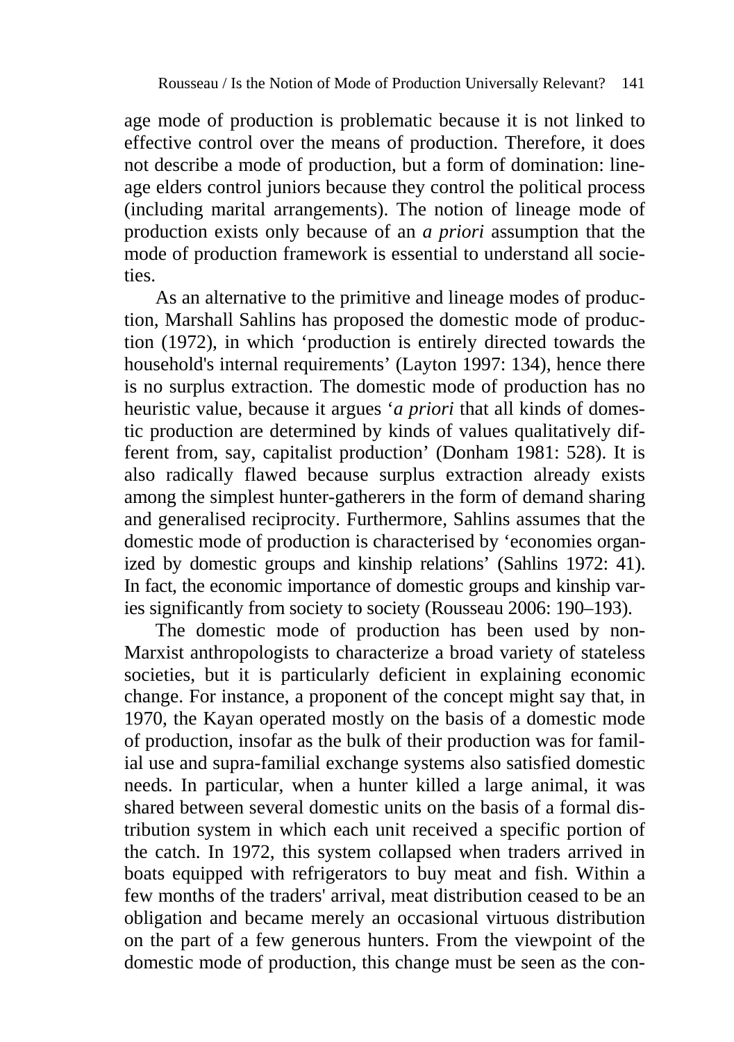age mode of production is problematic because it is not linked to effective control over the means of production. Therefore, it does not describe a mode of production, but a form of domination: lineage elders control juniors because they control the political process (including marital arrangements). The notion of lineage mode of production exists only because of an *a priori* assumption that the mode of production framework is essential to understand all societies.

As an alternative to the primitive and lineage modes of production, Marshall Sahlins has proposed the domestic mode of production (1972), in which 'production is entirely directed towards the household's internal requirements' (Layton 1997: 134), hence there is no surplus extraction. The domestic mode of production has no heuristic value, because it argues '*a priori* that all kinds of domestic production are determined by kinds of values qualitatively different from, say, capitalist production' (Donham 1981: 528). It is also radically flawed because surplus extraction already exists among the simplest hunter-gatherers in the form of demand sharing and generalised reciprocity. Furthermore, Sahlins assumes that the domestic mode of production is characterised by 'economies organized by domestic groups and kinship relations' (Sahlins 1972: 41). In fact, the economic importance of domestic groups and kinship varies significantly from society to society (Rousseau 2006: 190–193).

The domestic mode of production has been used by non-Marxist anthropologists to characterize a broad variety of stateless societies, but it is particularly deficient in explaining economic change. For instance, a proponent of the concept might say that, in 1970, the Kayan operated mostly on the basis of a domestic mode of production, insofar as the bulk of their production was for familial use and supra-familial exchange systems also satisfied domestic needs. In particular, when a hunter killed a large animal, it was shared between several domestic units on the basis of a formal distribution system in which each unit received a specific portion of the catch. In 1972, this system collapsed when traders arrived in boats equipped with refrigerators to buy meat and fish. Within a few months of the traders' arrival, meat distribution ceased to be an obligation and became merely an occasional virtuous distribution on the part of a few generous hunters. From the viewpoint of the domestic mode of production, this change must be seen as the con-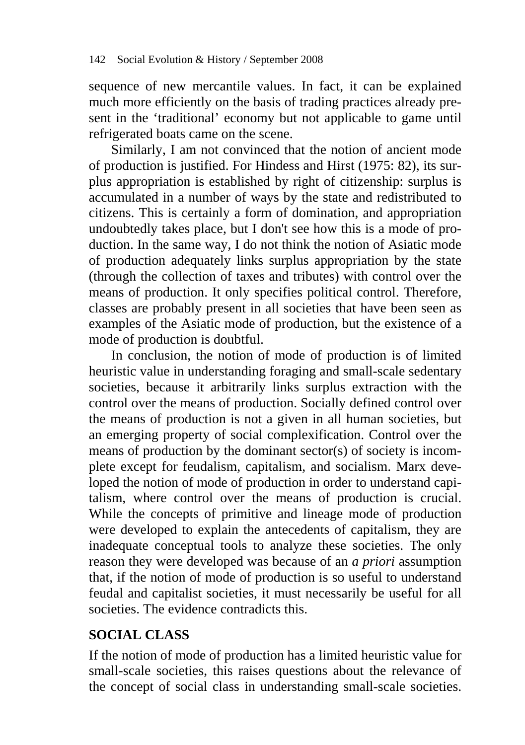sequence of new mercantile values. In fact, it can be explained much more efficiently on the basis of trading practices already present in the 'traditional' economy but not applicable to game until refrigerated boats came on the scene.

Similarly, I am not convinced that the notion of ancient mode of production is justified. For Hindess and Hirst (1975: 82), its surplus appropriation is established by right of citizenship: surplus is accumulated in a number of ways by the state and redistributed to citizens. This is certainly a form of domination, and appropriation undoubtedly takes place, but I don't see how this is a mode of production. In the same way, I do not think the notion of Asiatic mode of production adequately links surplus appropriation by the state (through the collection of taxes and tributes) with control over the means of production. It only specifies political control. Therefore, classes are probably present in all societies that have been seen as examples of the Asiatic mode of production, but the existence of a mode of production is doubtful.

In conclusion, the notion of mode of production is of limited heuristic value in understanding foraging and small-scale sedentary societies, because it arbitrarily links surplus extraction with the control over the means of production. Socially defined control over the means of production is not a given in all human societies, but an emerging property of social complexification. Control over the means of production by the dominant sector(s) of society is incomplete except for feudalism, capitalism, and socialism. Marx developed the notion of mode of production in order to understand capitalism, where control over the means of production is crucial. While the concepts of primitive and lineage mode of production were developed to explain the antecedents of capitalism, they are inadequate conceptual tools to analyze these societies. The only reason they were developed was because of an *a priori* assumption that, if the notion of mode of production is so useful to understand feudal and capitalist societies, it must necessarily be useful for all societies. The evidence contradicts this.

## SOCIAL CLASS

If the notion of mode of production has a limited heuristic value for small-scale societies, this raises questions about the relevance of the concept of social class in understanding small-scale societies.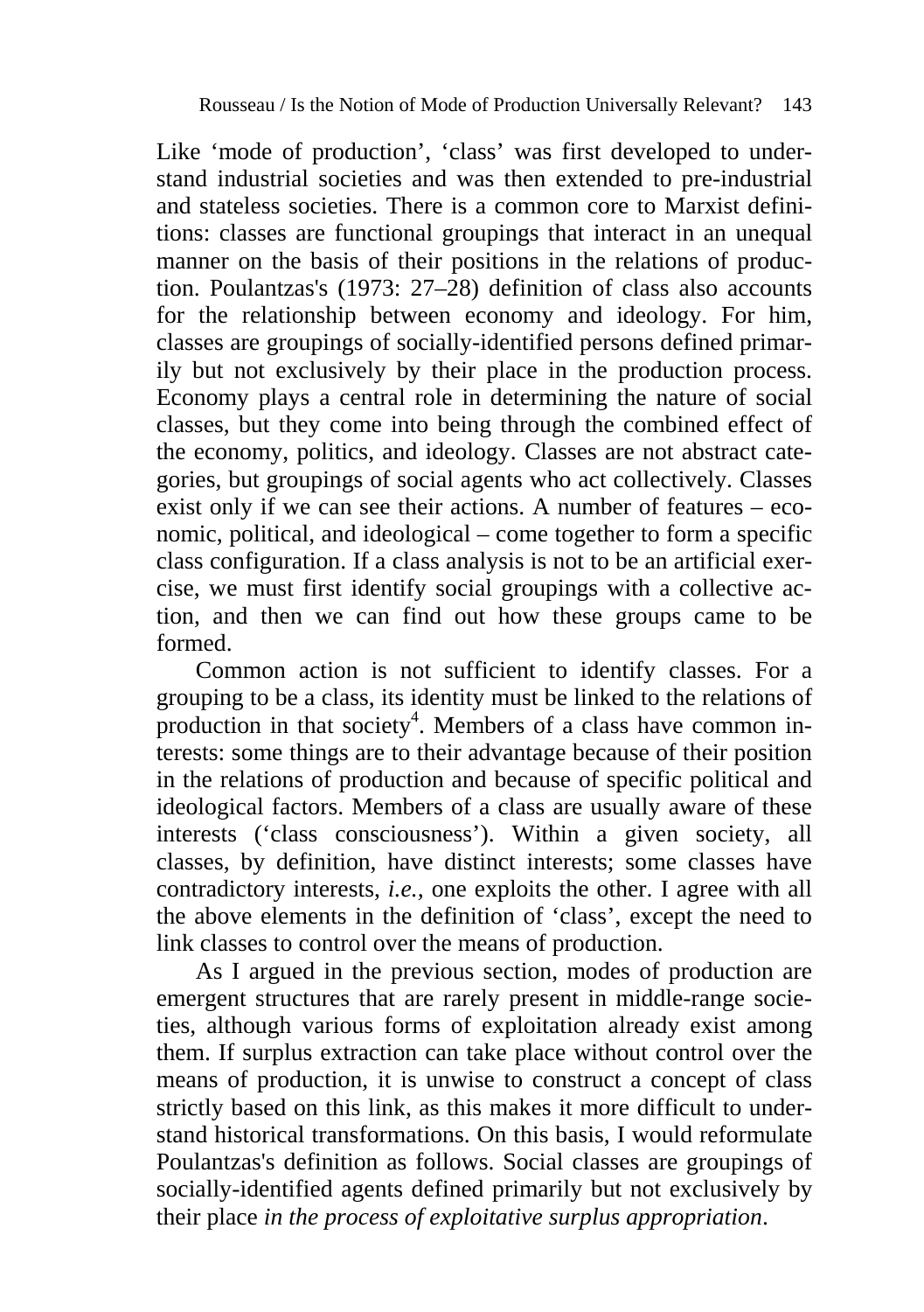Like ‘mode of production’, ‘class’ was first developed to understand industrial societies and was then extended to pre-industrial and stateless societies. There is a common core to Marxist definitions: classes are functional groupings that interact in an unequal manner on the basis of their positions in the relations of production. Poulantzas's (1973: 27–28) definition of class also accounts for the relationship between economy and ideology. For him, classes are groupings of socially-identified persons defined primarily but not exclusively by their place in the production process. Economy plays a central role in determining the nature of social classes, but they come into being through the combined effect of the economy, politics, and ideology. Classes are not abstract categories, but groupings of social agents who act collectively. Classes exist only if we can see their actions. A number of features – economic, political, and ideological – come together to form a specific class configuration. If a class analysis is not to be an artificial exercise, we must first identify social groupings with a collective action, and then we can find out how these groups came to be formed.

Common action is not sufficient to identify classes. For a grouping to be a class, its identity must be linked to the relations of production in that society[4]. Members of a class have common interests: some things are to their advantage because of their position in the relations of production and because of specific political and ideological factors. Members of a class are usually aware of these interests (‘class consciousness’). Within a given society, all classes, by definition, have distinct interests; some classes have contradictory interests, *i.e.*, one exploits the other. I agree with all the above elements in the definition of ‘class’, except the need to link classes to control over the means of production.

As I argued in the previous section, modes of production are emergent structures that are rarely present in middle-range societies, although various forms of exploitation already exist among them. If surplus extraction can take place without control over the means of production, it is unwise to construct a concept of class strictly based on this link, as this makes it more difficult to understand historical transformations. On this basis, I would reformulate Poulantzas's definition as follows. Social classes are groupings of socially-identified agents defined primarily but not exclusively by their place *in the process of exploitative surplus appropriation*.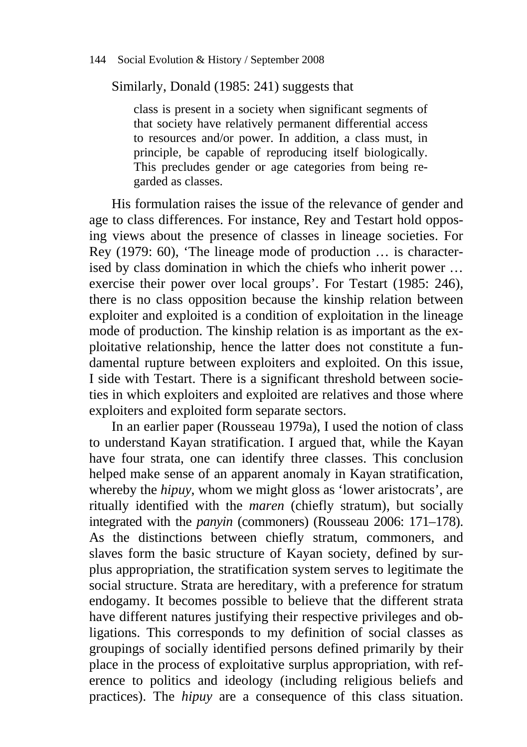Similarly, Donald (1985: 241) suggests that

> class is present in a society when significant segments of that society have relatively permanent differential access to resources and/or power. In addition, a class must, in principle, be capable of reproducing itself biologically. This precludes gender or age categories from being regarded as classes.

His formulation raises the issue of the relevance of gender and age to class differences. For instance, Rey and Testart hold opposing views about the presence of classes in lineage societies. For Rey (1979: 60), 'The lineage mode of production … is characterised by class domination in which the chiefs who inherit power … exercise their power over local groups'. For Testart (1985: 246), there is no class opposition because the kinship relation between exploiter and exploited is a condition of exploitation in the lineage mode of production. The kinship relation is as important as the exploitative relationship, hence the latter does not constitute a fundamental rupture between exploiters and exploited. On this issue, I side with Testart. There is a significant threshold between societies in which exploiters and exploited are relatives and those where exploiters and exploited form separate sectors.

In an earlier paper (Rousseau 1979a), I used the notion of class to understand Kayan stratification. I argued that, while the Kayan have four strata, one can identify three classes. This conclusion helped make sense of an apparent anomaly in Kayan stratification, whereby the *hipuy*, whom we might gloss as 'lower aristocrats', are ritually identified with the *maren* (chiefly stratum), but socially integrated with the *panyin* (commoners) (Rousseau 2006: 171–178). As the distinctions between chiefly stratum, commoners, and slaves form the basic structure of Kayan society, defined by surplus appropriation, the stratification system serves to legitimate the social structure. Strata are hereditary, with a preference for stratum endogamy. It becomes possible to believe that the different strata have different natures justifying their respective privileges and obligations. This corresponds to my definition of social classes as groupings of socially identified persons defined primarily by their place in the process of exploitative surplus appropriation, with reference to politics and ideology (including religious beliefs and practices). The *hipuy* are a consequence of this class situation.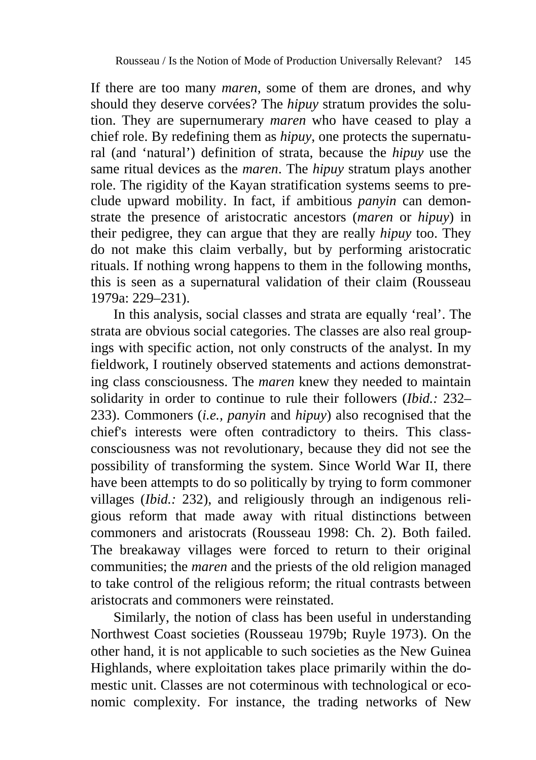If there are too many *maren*, some of them are drones, and why should they deserve corvées? The *hipuy* stratum provides the solution. They are supernumerary *maren* who have ceased to play a chief role. By redefining them as *hipuy*, one protects the supernatural (and 'natural') definition of strata, because the *hipuy* use the same ritual devices as the *maren*. The *hipuy* stratum plays another role. The rigidity of the Kayan stratification systems seems to preclude upward mobility. In fact, if ambitious *panyin* can demonstrate the presence of aristocratic ancestors (*maren* or *hipuy*) in their pedigree, they can argue that they are really *hipuy* too. They do not make this claim verbally, but by performing aristocratic rituals. If nothing wrong happens to them in the following months, this is seen as a supernatural validation of their claim (Rousseau 1979a: 229–231).

In this analysis, social classes and strata are equally 'real'. The strata are obvious social categories. The classes are also real groupings with specific action, not only constructs of the analyst. In my fieldwork, I routinely observed statements and actions demonstrating class consciousness. The *maren* knew they needed to maintain solidarity in order to continue to rule their followers (*Ibid.:* 232–233). Commoners (*i.e.*, *panyin* and *hipuy*) also recognised that the chief's interests were often contradictory to theirs. This class-consciousness was not revolutionary, because they did not see the possibility of transforming the system. Since World War II, there have been attempts to do so politically by trying to form commoner villages (*Ibid.:* 232), and religiously through an indigenous religious reform that made away with ritual distinctions between commoners and aristocrats (Rousseau 1998: Ch. 2). Both failed. The breakaway villages were forced to return to their original communities; the *maren* and the priests of the old religion managed to take control of the religious reform; the ritual contrasts between aristocrats and commoners were reinstated.

Similarly, the notion of class has been useful in understanding Northwest Coast societies (Rousseau 1979b; Ruyle 1973). On the other hand, it is not applicable to such societies as the New Guinea Highlands, where exploitation takes place primarily within the domestic unit. Classes are not coterminous with technological or economic complexity. For instance, the trading networks of New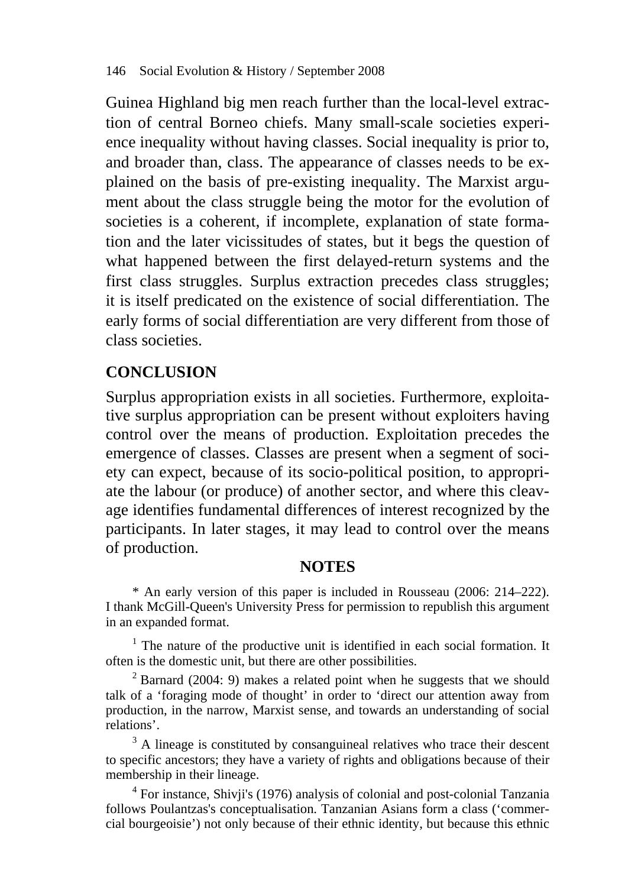Guinea Highland big men reach further than the local-level extraction of central Borneo chiefs. Many small-scale societies experience inequality without having classes. Social inequality is prior to, and broader than, class. The appearance of classes needs to be explained on the basis of pre-existing inequality. The Marxist argument about the class struggle being the motor for the evolution of societies is a coherent, if incomplete, explanation of state formation and the later vicissitudes of states, but it begs the question of what happened between the first delayed-return systems and the first class struggles. Surplus extraction precedes class struggles; it is itself predicated on the existence of social differentiation. The early forms of social differentiation are very different from those of class societies.

## CONCLUSION

Surplus appropriation exists in all societies. Furthermore, exploitative surplus appropriation can be present without exploiters having control over the means of production. Exploitation precedes the emergence of classes. Classes are present when a segment of society can expect, because of its socio-political position, to appropriate the labour (or produce) of another sector, and where this cleavage identifies fundamental differences of interest recognized by the participants. In later stages, it may lead to control over the means of production.

## NOTES

* An early version of this paper is included in Rousseau (2006: 214–222). I thank McGill-Queen's University Press for permission to republish this argument in an expanded format.

[1] The nature of the productive unit is identified in each social formation. It often is the domestic unit, but there are other possibilities.

[2] Barnard (2004: 9) makes a related point when he suggests that we should talk of a 'foraging mode of thought' in order to 'direct our attention away from production, in the narrow, Marxist sense, and towards an understanding of social relations'.

[3] A lineage is constituted by consanguineal relatives who trace their descent to specific ancestors; they have a variety of rights and obligations because of their membership in their lineage.

[4] For instance, Shivji's (1976) analysis of colonial and post-colonial Tanzania follows Poulantzas's conceptualisation. Tanzanian Asians form a class ('commercial bourgeoisie') not only because of their ethnic identity, but because this ethnic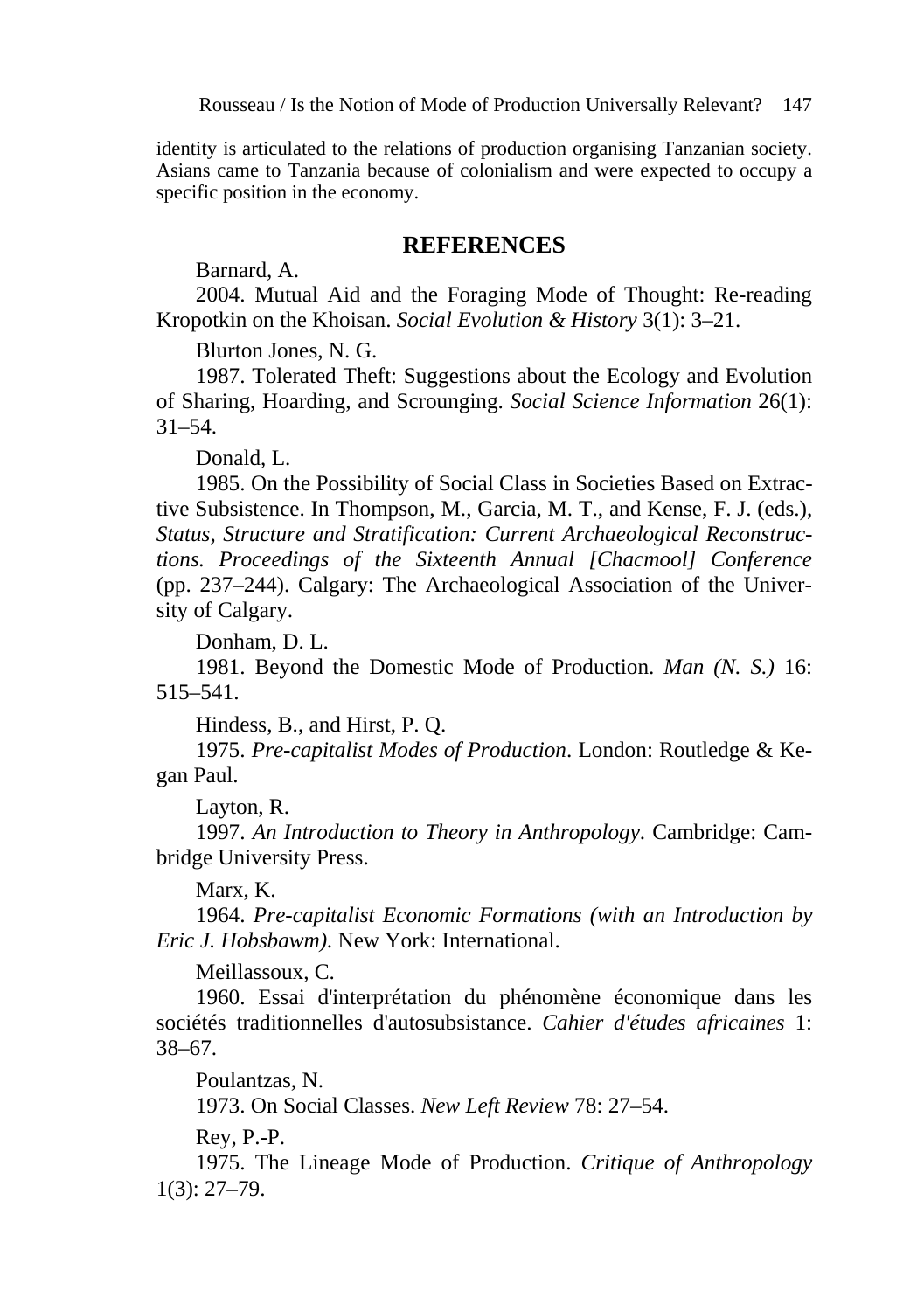identity is articulated to the relations of production organising Tanzanian society. Asians came to Tanzania because of colonialism and were expected to occupy a specific position in the economy.

## REFERENCES

Barnard, A.

2004. Mutual Aid and the Foraging Mode of Thought: Re-reading Kropotkin on the Khoisan. *Social Evolution & History* 3(1): 3–21.

Blurton Jones, N. G.

1987. Tolerated Theft: Suggestions about the Ecology and Evolution of Sharing, Hoarding, and Scrounging. *Social Science Information* 26(1): 31–54.

Donald, L.

1985. On the Possibility of Social Class in Societies Based on Extractive Subsistence. In Thompson, M., Garcia, M. T., and Kense, F. J. (eds.), *Status, Structure and Stratification: Current Archaeological Reconstructions. Proceedings of the Sixteenth Annual [Chacmool] Conference* (pp. 237–244). Calgary: The Archaeological Association of the University of Calgary.

Donham, D. L.

1981. Beyond the Domestic Mode of Production. *Man (N. S.)* 16: 515–541.

Hindess, B., and Hirst, P. Q.

1975. *Pre-capitalist Modes of Production*. London: Routledge & Kegan Paul.

Layton, R.

1997. *An Introduction to Theory in Anthropology*. Cambridge: Cambridge University Press.

Marx, K.

1964. *Pre-capitalist Economic Formations (with an Introduction by Eric J. Hobsbawm)*. New York: International.

Meillassoux, C.

1960. Essai d'interprétation du phénomène économique dans les sociétés traditionnelles d'autosubsistance. *Cahier d'études africaines* 1: 38–67.

Poulantzas, N.

1973. On Social Classes. *New Left Review* 78: 27–54.

Rey, P.-P.

1975. The Lineage Mode of Production. *Critique of Anthropology* 1(3): 27–79.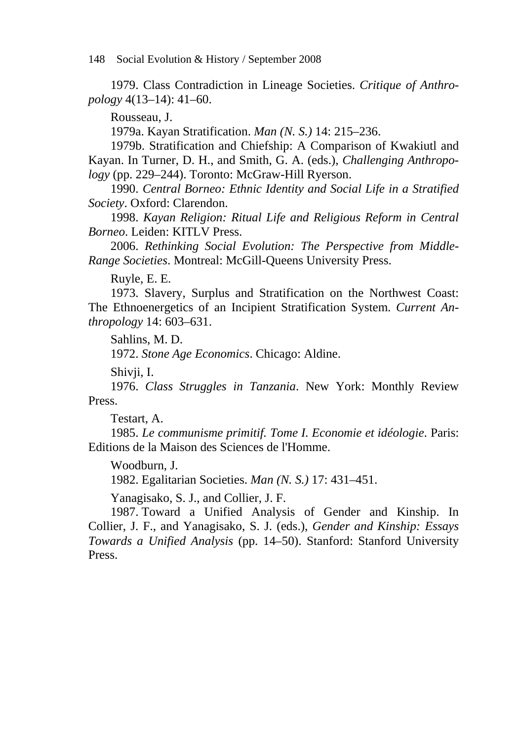1979. Class Contradiction in Lineage Societies. *Critique of Anthropology* 4(13–14): 41–60.

Rousseau, J.

1979a. Kayan Stratification. *Man (N. S.)* 14: 215–236.

1979b. Stratification and Chiefship: A Comparison of Kwakiutl and Kayan. In Turner, D. H., and Smith, G. A. (eds.), *Challenging Anthropology* (pp. 229–244). Toronto: McGraw-Hill Ryerson.

1990. *Central Borneo: Ethnic Identity and Social Life in a Stratified Society*. Oxford: Clarendon.

1998. *Kayan Religion: Ritual Life and Religious Reform in Central Borneo*. Leiden: KITLV Press.

2006. *Rethinking Social Evolution: The Perspective from Middle-Range Societies*. Montreal: McGill-Queens University Press.

Ruyle, E. E.

1973. Slavery, Surplus and Stratification on the Northwest Coast: The Ethnoenergetics of an Incipient Stratification System. *Current Anthropology* 14: 603–631.

Sahlins, M. D.

1972. *Stone Age Economics*. Chicago: Aldine.

Shivji, I.

1976. *Class Struggles in Tanzania*. New York: Monthly Review Press.

Testart, A.

1985. *Le communisme primitif. Tome I. Economie et idéologie*. Paris: Editions de la Maison des Sciences de l'Homme.

Woodburn, J.

1982. Egalitarian Societies. *Man (N. S.)* 17: 431–451.

Yanagisako, S. J., and Collier, J. F.

1987. Toward a Unified Analysis of Gender and Kinship. In Collier, J. F., and Yanagisako, S. J. (eds.), *Gender and Kinship: Essays Towards a Unified Analysis* (pp. 14–50). Stanford: Stanford University Press.